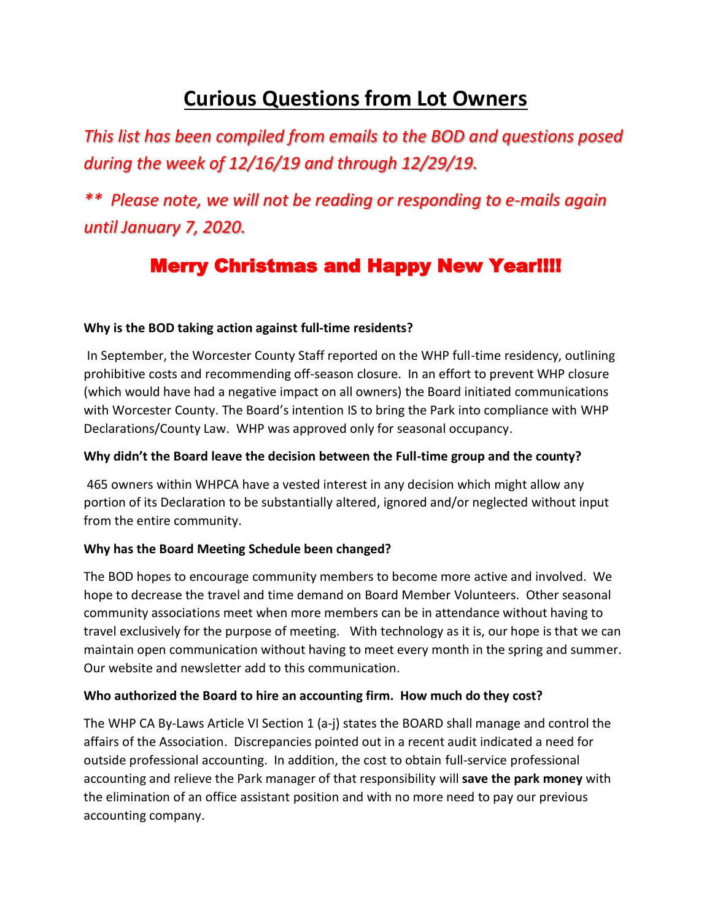# Curious Questions from Lot Owners

*This list has been compiled from emails to the BOD and questions posed during the week of 12/16/19 and through 12/29/19.*

*** Please note, we will not be reading or responding to e-mails again until January 7, 2020.*

## Merry Christmas and Happy New Year!!!!

**Why is the BOD taking action against full-time residents?**

In September, the Worcester County Staff reported on the WHP full-time residency, outlining prohibitive costs and recommending off-season closure. In an effort to prevent WHP closure (which would have had a negative impact on all owners) the Board initiated communications with Worcester County. The Board's intention IS to bring the Park into compliance with WHP Declarations/County Law. WHP was approved only for seasonal occupancy.

**Why didn't the Board leave the decision between the Full-time group and the county?**

465 owners within WHPCA have a vested interest in any decision which might allow any portion of its Declaration to be substantially altered, ignored and/or neglected without input from the entire community.

**Why has the Board Meeting Schedule been changed?**

The BOD hopes to encourage community members to become more active and involved. We hope to decrease the travel and time demand on Board Member Volunteers. Other seasonal community associations meet when more members can be in attendance without having to travel exclusively for the purpose of meeting. With technology as it is, our hope is that we can maintain open communication without having to meet every month in the spring and summer. Our website and newsletter add to this communication.

**Who authorized the Board to hire an accounting firm. How much do they cost?**

The WHP CA By-Laws Article VI Section 1 (a-j) states the BOARD shall manage and control the affairs of the Association. Discrepancies pointed out in a recent audit indicated a need for outside professional accounting. In addition, the cost to obtain full-service professional accounting and relieve the Park manager of that responsibility will **save the park money** with the elimination of an office assistant position and with no more need to pay our previous accounting company.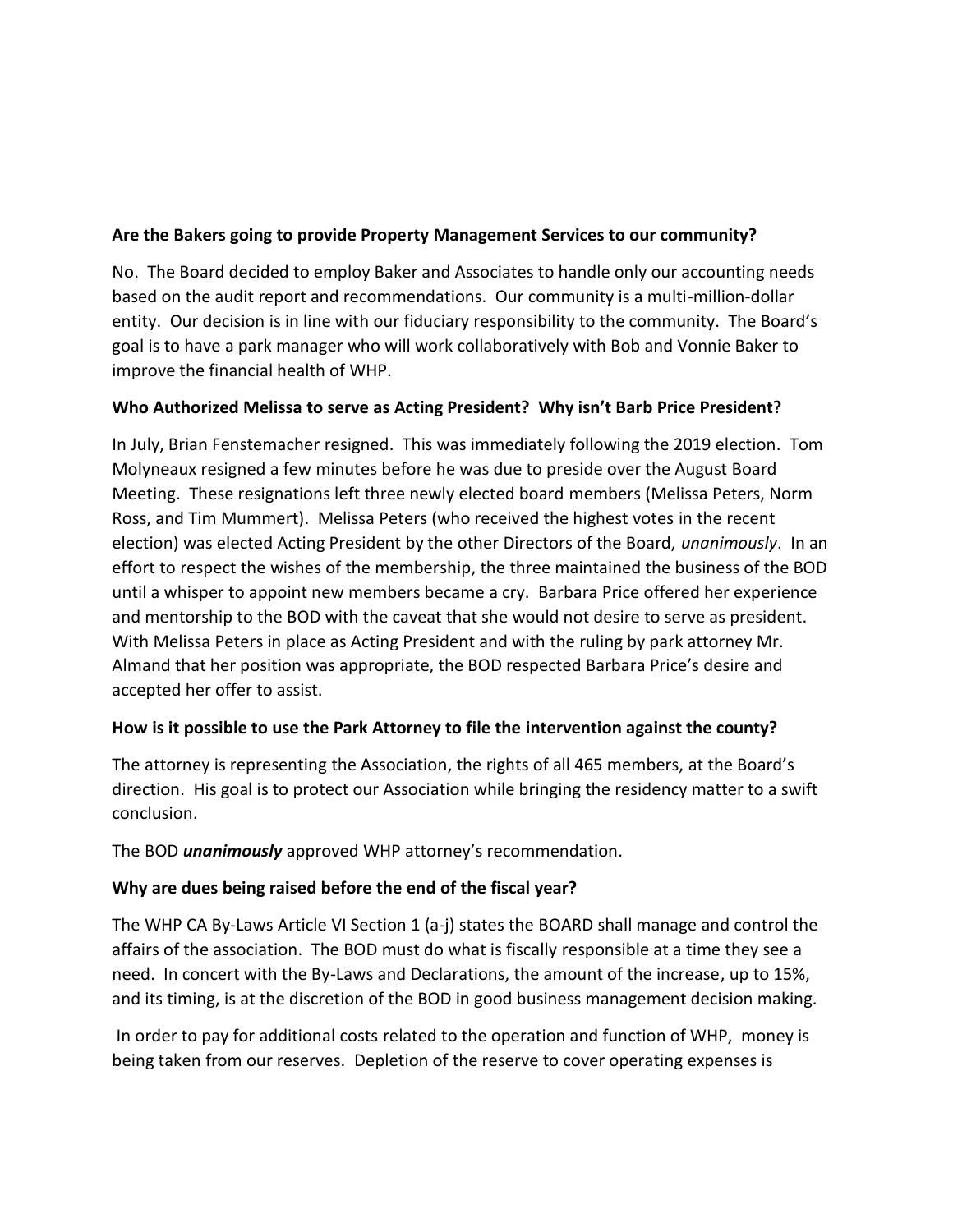**Are the Bakers going to provide Property Management Services to our community?**

No. The Board decided to employ Baker and Associates to handle only our accounting needs based on the audit report and recommendations. Our community is a multi-million-dollar entity. Our decision is in line with our fiduciary responsibility to the community. The Board's goal is to have a park manager who will work collaboratively with Bob and Vonnie Baker to improve the financial health of WHP.

**Who Authorized Melissa to serve as Acting President? Why isn't Barb Price President?**

In July, Brian Fenstemacher resigned. This was immediately following the 2019 election. Tom Molyneaux resigned a few minutes before he was due to preside over the August Board Meeting. These resignations left three newly elected board members (Melissa Peters, Norm Ross, and Tim Mummert). Melissa Peters (who received the highest votes in the recent election) was elected Acting President by the other Directors of the Board, *unanimously*. In an effort to respect the wishes of the membership, the three maintained the business of the BOD until a whisper to appoint new members became a cry. Barbara Price offered her experience and mentorship to the BOD with the caveat that she would not desire to serve as president. With Melissa Peters in place as Acting President and with the ruling by park attorney Mr. Almand that her position was appropriate, the BOD respected Barbara Price's desire and accepted her offer to assist.

**How is it possible to use the Park Attorney to file the intervention against the county?**

The attorney is representing the Association, the rights of all 465 members, at the Board's direction. His goal is to protect our Association while bringing the residency matter to a swift conclusion.

The BOD ***unanimously*** approved WHP attorney's recommendation.

**Why are dues being raised before the end of the fiscal year?**

The WHP CA By-Laws Article VI Section 1 (a-j) states the BOARD shall manage and control the affairs of the association. The BOD must do what is fiscally responsible at a time they see a need. In concert with the By-Laws and Declarations, the amount of the increase, up to 15%, and its timing, is at the discretion of the BOD in good business management decision making.

In order to pay for additional costs related to the operation and function of WHP, money is being taken from our reserves. Depletion of the reserve to cover operating expenses is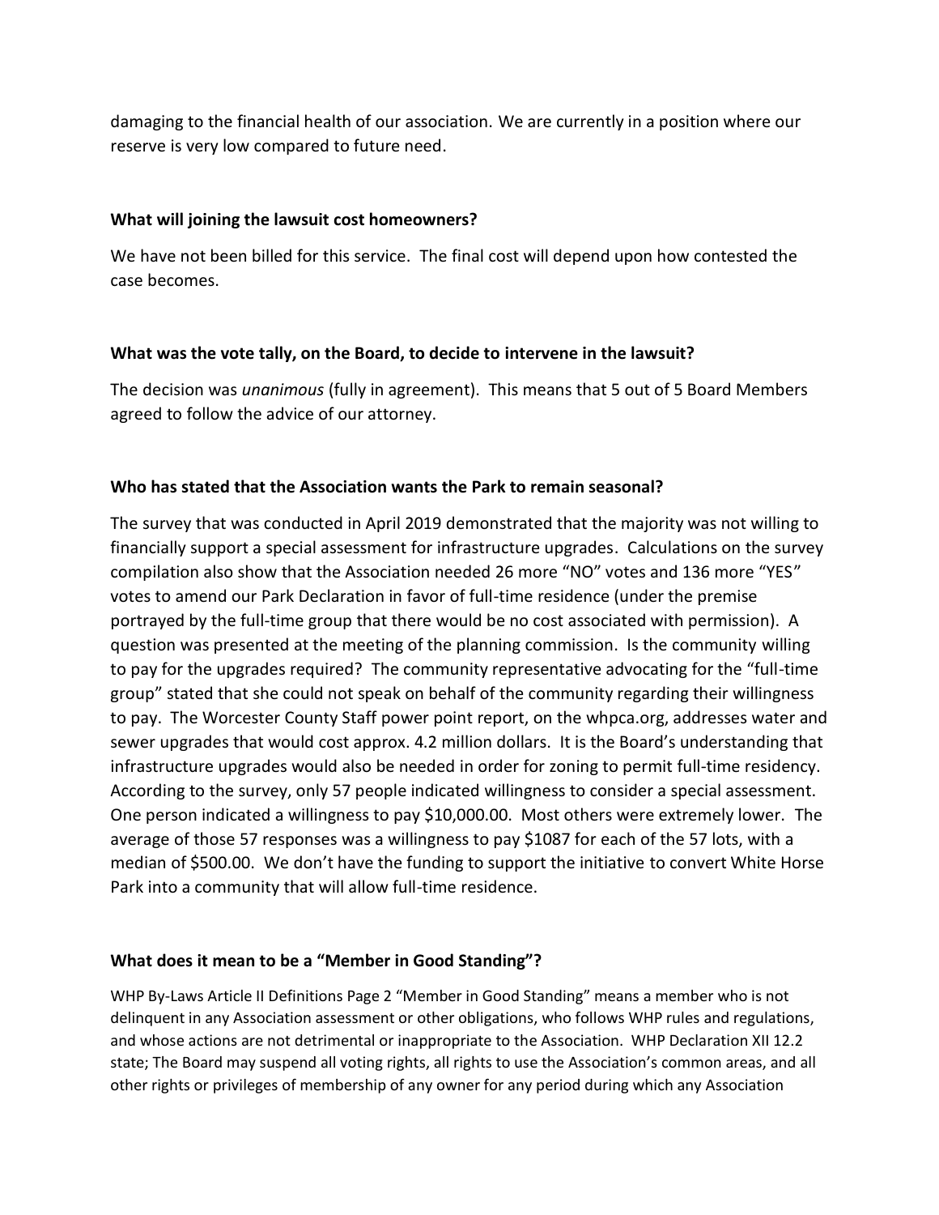damaging to the financial health of our association. We are currently in a position where our reserve is very low compared to future need.

**What will joining the lawsuit cost homeowners?**

We have not been billed for this service. The final cost will depend upon how contested the case becomes.

**What was the vote tally, on the Board, to decide to intervene in the lawsuit?**

The decision was *unanimous* (fully in agreement). This means that 5 out of 5 Board Members agreed to follow the advice of our attorney.

**Who has stated that the Association wants the Park to remain seasonal?**

The survey that was conducted in April 2019 demonstrated that the majority was not willing to financially support a special assessment for infrastructure upgrades. Calculations on the survey compilation also show that the Association needed 26 more "NO" votes and 136 more "YES" votes to amend our Park Declaration in favor of full-time residence (under the premise portrayed by the full-time group that there would be no cost associated with permission). A question was presented at the meeting of the planning commission. Is the community willing to pay for the upgrades required? The community representative advocating for the "full-time group" stated that she could not speak on behalf of the community regarding their willingness to pay. The Worcester County Staff power point report, on the whpca.org, addresses water and sewer upgrades that would cost approx. 4.2 million dollars. It is the Board's understanding that infrastructure upgrades would also be needed in order for zoning to permit full-time residency. According to the survey, only 57 people indicated willingness to consider a special assessment. One person indicated a willingness to pay $10,000.00. Most others were extremely lower. The average of those 57 responses was a willingness to pay $1087 for each of the 57 lots, with a median of $500.00. We don't have the funding to support the initiative to convert White Horse Park into a community that will allow full-time residence.

**What does it mean to be a "Member in Good Standing"?**

WHP By-Laws Article II Definitions Page 2 "Member in Good Standing" means a member who is not delinquent in any Association assessment or other obligations, who follows WHP rules and regulations, and whose actions are not detrimental or inappropriate to the Association. WHP Declaration XII 12.2 state; The Board may suspend all voting rights, all rights to use the Association's common areas, and all other rights or privileges of membership of any owner for any period during which any Association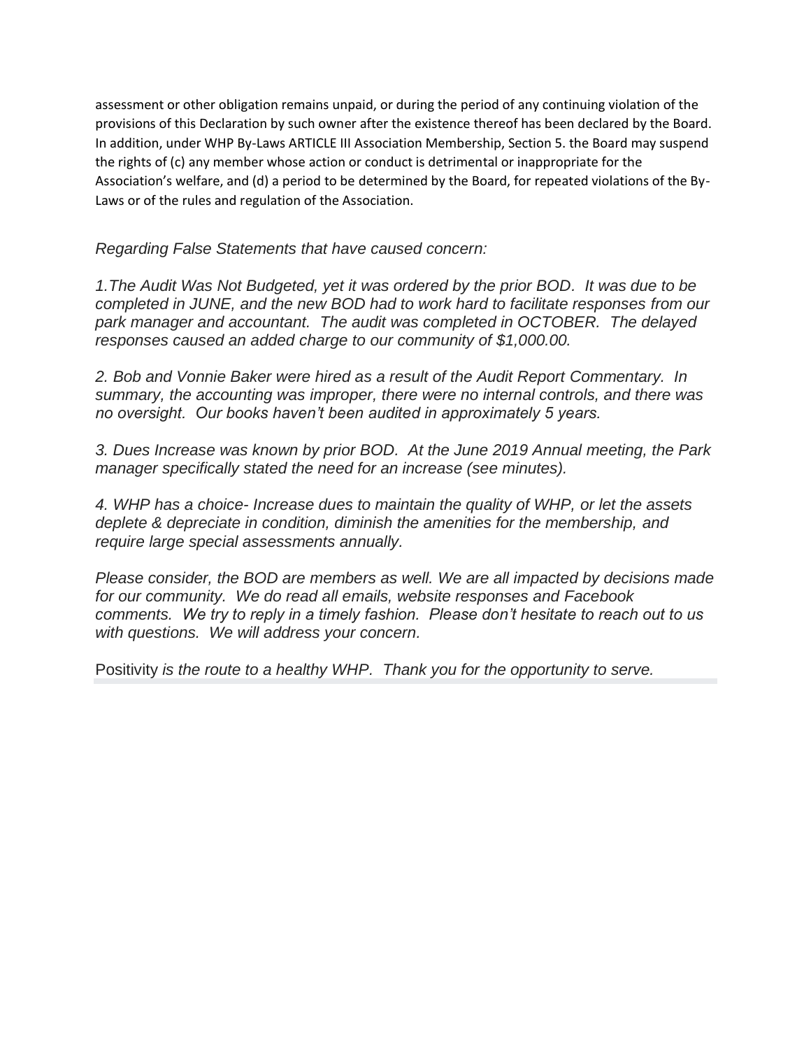assessment or other obligation remains unpaid, or during the period of any continuing violation of the provisions of this Declaration by such owner after the existence thereof has been declared by the Board. In addition, under WHP By-Laws ARTICLE III Association Membership, Section 5. the Board may suspend the rights of (c) any member whose action or conduct is detrimental or inappropriate for the Association's welfare, and (d) a period to be determined by the Board, for repeated violations of the By-Laws or of the rules and regulation of the Association.

*Regarding False Statements that have caused concern:*

*1.The Audit Was Not Budgeted, yet it was ordered by the prior BOD. It was due to be completed in JUNE, and the new BOD had to work hard to facilitate responses from our park manager and accountant. The audit was completed in OCTOBER. The delayed responses caused an added charge to our community of $1,000.00.*

*2. Bob and Vonnie Baker were hired as a result of the Audit Report Commentary. In summary, the accounting was improper, there were no internal controls, and there was no oversight. Our books haven't been audited in approximately 5 years.*

*3. Dues Increase was known by prior BOD. At the June 2019 Annual meeting, the Park manager specifically stated the need for an increase (see minutes).*

*4. WHP has a choice- Increase dues to maintain the quality of WHP, or let the assets deplete & depreciate in condition, diminish the amenities for the membership, and require large special assessments annually.*

*Please consider, the BOD are members as well. We are all impacted by decisions made for our community. We do read all emails, website responses and Facebook comments. We try to reply in a timely fashion. Please don't hesitate to reach out to us with questions. We will address your concern.*

Positivity *is the route to a healthy WHP. Thank you for the opportunity to serve.*